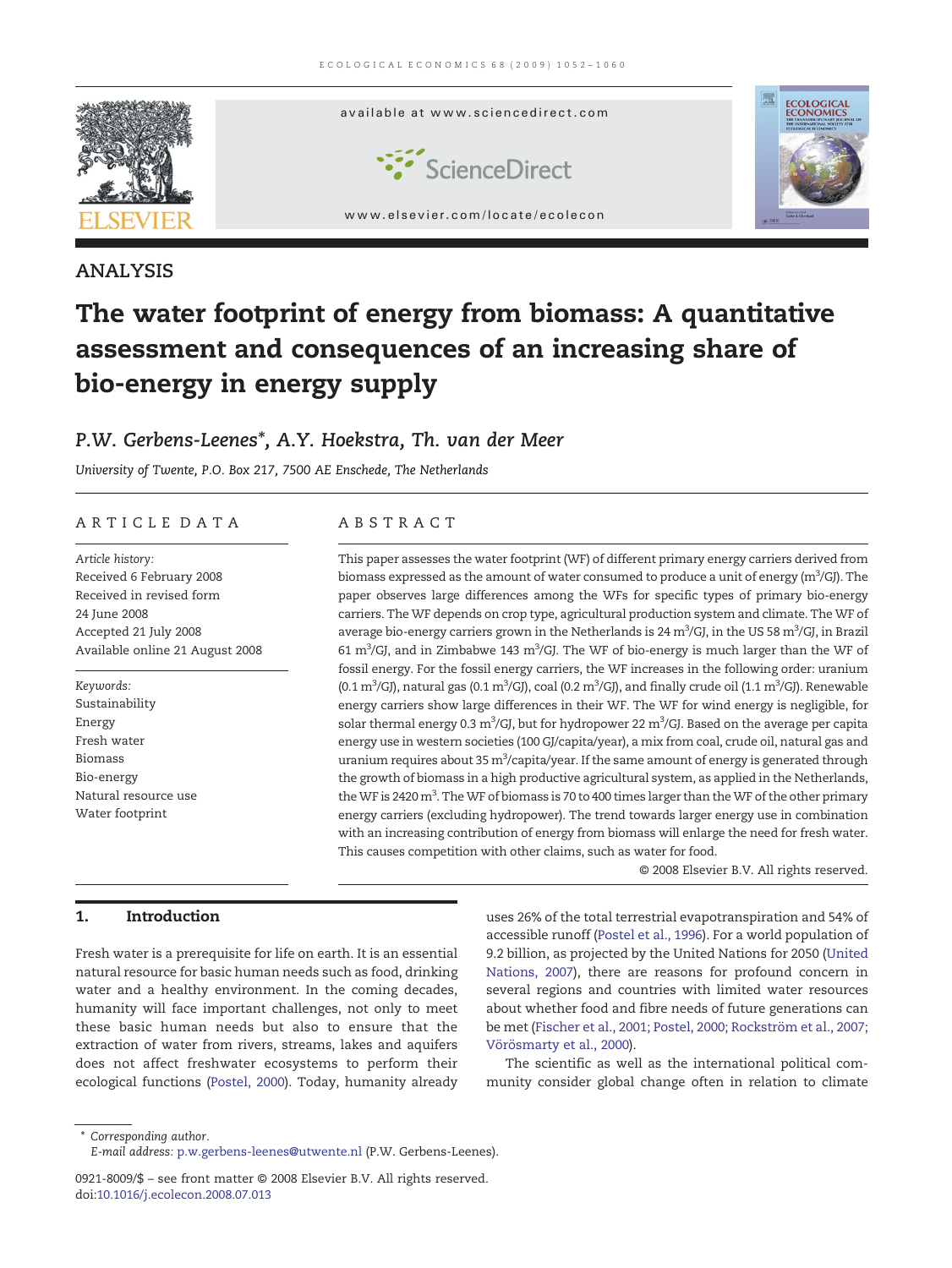ANALYSIS

# The water footprint of energy from biomass: A quantitative assessment and consequences of an increasing share of bio-energy in energy supply

*P.W. Gerbens-Leenes*\*, A.Y. Hoekstra, Th. van der Meer*

*University of Twente, P.O. Box 217, 7500 AE Enschede, The Netherlands*

## ARTICLE DATA

*Article history:*
Received 6 February 2008
Received in revised form
24 June 2008
Accepted 21 July 2008
Available online 21 August 2008

*Keywords:*
Sustainability
Energy
Fresh water
Biomass
Bio-energy
Natural resource use
Water footprint

## ABSTRACT

This paper assesses the water footprint (WF) of different primary energy carriers derived from biomass expressed as the amount of water consumed to produce a unit of energy ($m^3$/GJ). The paper observes large differences among the WFs for specific types of primary bio-energy carriers. The WF depends on crop type, agricultural production system and climate. The WF of average bio-energy carriers grown in the Netherlands is 24 $m^3$/GJ, in the US 58 $m^3$/GJ, in Brazil 61 $m^3$/GJ, and in Zimbabwe 143 $m^3$/GJ. The WF of bio-energy is much larger than the WF of fossil energy. For the fossil energy carriers, the WF increases in the following order: uranium (0.1 $m^3$/GJ), natural gas (0.1 $m^3$/GJ), coal (0.2 $m^3$/GJ), and finally crude oil (1.1 $m^3$/GJ). Renewable energy carriers show large differences in their WF. The WF for wind energy is negligible, for solar thermal energy 0.3 $m^3$/GJ, but for hydropower 22 $m^3$/GJ. Based on the average per capita energy use in western societies (100 GJ/capita/year), a mix from coal, crude oil, natural gas and uranium requires about 35 $m^3$/capita/year. If the same amount of energy is generated through the growth of biomass in a high productive agricultural system, as applied in the Netherlands, the WF is 2420 $m^3$. The WF of biomass is 70 to 400 times larger than the WF of the other primary energy carriers (excluding hydropower). The trend towards larger energy use in combination with an increasing contribution of energy from biomass will enlarge the need for fresh water. This causes competition with other claims, such as water for food.

© 2008 Elsevier B.V. All rights reserved.

## 1. Introduction

Fresh water is a prerequisite for life on earth. It is an essential natural resource for basic human needs such as food, drinking water and a healthy environment. In the coming decades, humanity will face important challenges, not only to meet these basic human needs but also to ensure that the extraction of water from rivers, streams, lakes and aquifers does not affect freshwater ecosystems to perform their ecological functions (Postel, 2000). Today, humanity already uses 26% of the total terrestrial evapotranspiration and 54% of accessible runoff (Postel et al., 1996). For a world population of 9.2 billion, as projected by the United Nations for 2050 (United Nations, 2007), there are reasons for profound concern in several regions and countries with limited water resources about whether food and fibre needs of future generations can be met (Fischer et al., 2001; Postel, 2000; Rockström et al., 2007; Vörösmarty et al., 2000).

The scientific as well as the international political community consider global change often in relation to climate

\* Corresponding author.
E-mail address: p.w.gerbens-leenes@utwente.nl (P.W. Gerbens-Leenes).

0921-8009/$ – see front matter © 2008 Elsevier B.V. All rights reserved.
doi:10.1016/j.ecolecon.2008.07.013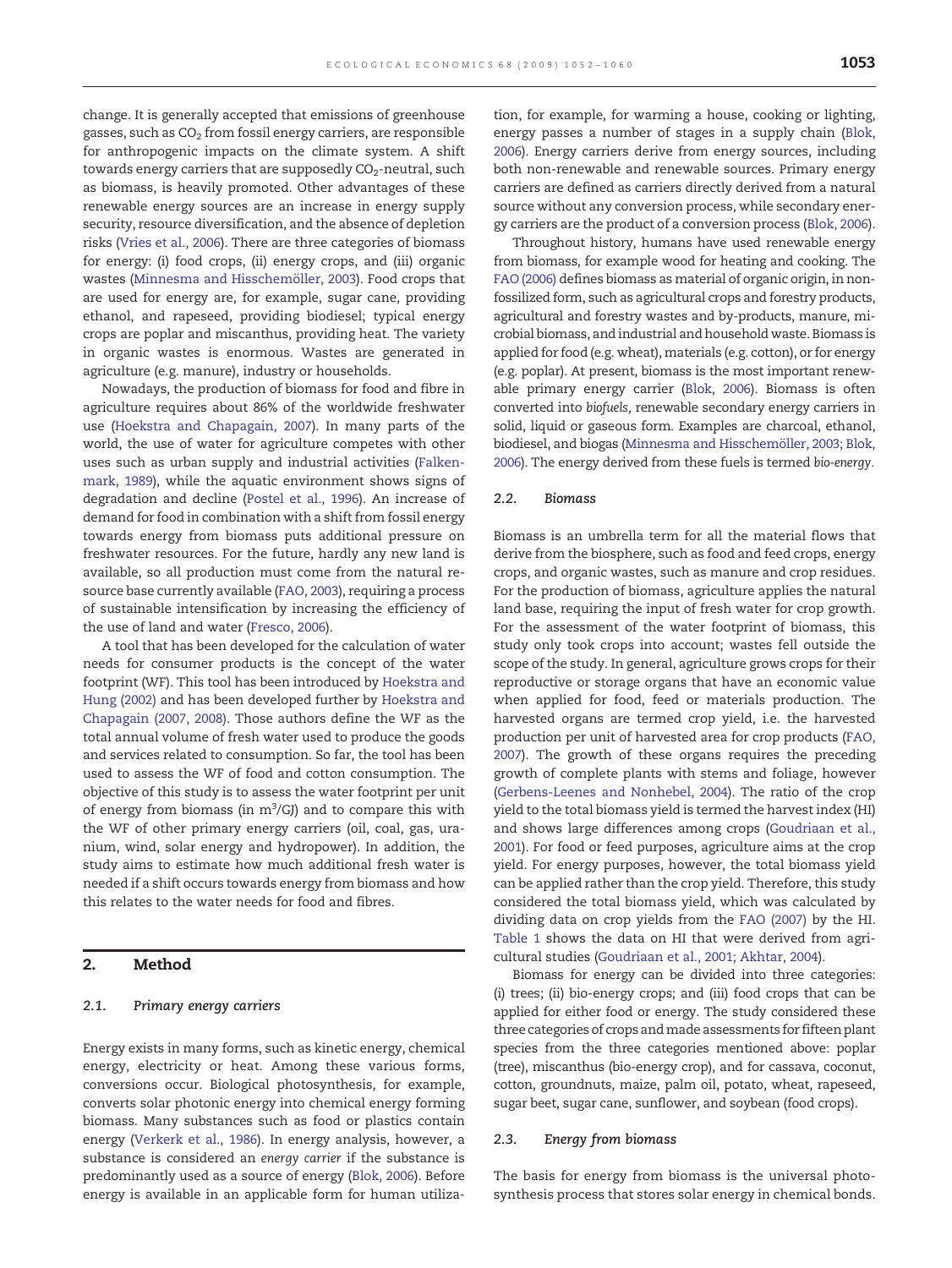change. It is generally accepted that emissions of greenhouse gasses, such as $CO_2$ from fossil energy carriers, are responsible for anthropogenic impacts on the climate system. A shift towards energy carriers that are supposedly $CO_2$-neutral, such as biomass, is heavily promoted. Other advantages of these renewable energy sources are an increase in energy supply security, resource diversification, and the absence of depletion risks (Vries et al., 2006). There are three categories of biomass for energy: (i) food crops, (ii) energy crops, and (iii) organic wastes (Minnesma and Hisschemöller, 2003). Food crops that are used for energy are, for example, sugar cane, providing ethanol, and rapeseed, providing biodiesel; typical energy crops are poplar and miscanthus, providing heat. The variety in organic wastes is enormous. Wastes are generated in agriculture (e.g. manure), industry or households.

Nowadays, the production of biomass for food and fibre in agriculture requires about 86% of the worldwide freshwater use (Hoekstra and Chapagain, 2007). In many parts of the world, the use of water for agriculture competes with other uses such as urban supply and industrial activities (Falkenmark, 1989), while the aquatic environment shows signs of degradation and decline (Postel et al., 1996). An increase of demand for food in combination with a shift from fossil energy towards energy from biomass puts additional pressure on freshwater resources. For the future, hardly any new land is available, so all production must come from the natural resource base currently available (FAO, 2003), requiring a process of sustainable intensification by increasing the efficiency of the use of land and water (Fresco, 2006).

A tool that has been developed for the calculation of water needs for consumer products is the concept of the water footprint (WF). This tool has been introduced by Hoekstra and Hung (2002) and has been developed further by Hoekstra and Chapagain (2007, 2008). Those authors define the WF as the total annual volume of fresh water used to produce the goods and services related to consumption. So far, the tool has been used to assess the WF of food and cotton consumption. The objective of this study is to assess the water footprint per unit of energy from biomass (in $m^3$/GJ) and to compare this with the WF of other primary energy carriers (oil, coal, gas, uranium, wind, solar energy and hydropower). In addition, the study aims to estimate how much additional fresh water is needed if a shift occurs towards energy from biomass and how this relates to the water needs for food and fibres.

## 2. Method

### 2.1. Primary energy carriers

Energy exists in many forms, such as kinetic energy, chemical energy, electricity or heat. Among these various forms, conversions occur. Biological photosynthesis, for example, converts solar photonic energy into chemical energy forming biomass. Many substances such as food or plastics contain energy (Verkerk et al., 1986). In energy analysis, however, a substance is considered an *energy carrier* if the substance is predominantly used as a source of energy (Blok, 2006). Before energy is available in an applicable form for human utilization, for example, for warming a house, cooking or lighting, energy passes a number of stages in a supply chain (Blok, 2006). Energy carriers derive from energy sources, including both non-renewable and renewable sources. Primary energy carriers are defined as carriers directly derived from a natural source without any conversion process, while secondary energy carriers are the product of a conversion process (Blok, 2006).

Throughout history, humans have used renewable energy from biomass, for example wood for heating and cooking. The FAO (2006) defines biomass as material of organic origin, in non-fossilized form, such as agricultural crops and forestry products, agricultural and forestry wastes and by-products, manure, microbial biomass, and industrial and household waste. Biomass is applied for food (e.g. wheat), materials (e.g. cotton), or for energy (e.g. poplar). At present, biomass is the most important renewable primary energy carrier (Blok, 2006). Biomass is often converted into *biofuels*, renewable secondary energy carriers in solid, liquid or gaseous form. Examples are charcoal, ethanol, biodiesel, and biogas (Minnesma and Hisschemöller, 2003; Blok, 2006). The energy derived from these fuels is termed *bio-energy*.

### 2.2. Biomass

Biomass is an umbrella term for all the material flows that derive from the biosphere, such as food and feed crops, energy crops, and organic wastes, such as manure and crop residues. For the production of biomass, agriculture applies the natural land base, requiring the input of fresh water for crop growth. For the assessment of the water footprint of biomass, this study only took crops into account; wastes fell outside the scope of the study. In general, agriculture grows crops for their reproductive or storage organs that have an economic value when applied for food, feed or materials production. The harvested organs are termed crop yield, i.e. the harvested production per unit of harvested area for crop products (FAO, 2007). The growth of these organs requires the preceding growth of complete plants with stems and foliage, however (Gerbens-Leenes and Nonhebel, 2004). The ratio of the crop yield to the total biomass yield is termed the harvest index (HI) and shows large differences among crops (Goudriaan et al., 2001). For food or feed purposes, agriculture aims at the crop yield. For energy purposes, however, the total biomass yield can be applied rather than the crop yield. Therefore, this study considered the total biomass yield, which was calculated by dividing data on crop yields from the FAO (2007) by the HI. Table 1 shows the data on HI that were derived from agricultural studies (Goudriaan et al., 2001; Akhtar, 2004).

Biomass for energy can be divided into three categories: (i) trees; (ii) bio-energy crops; and (iii) food crops that can be applied for either food or energy. The study considered these three categories of crops and made assessments for fifteen plant species from the three categories mentioned above: poplar (tree), miscanthus (bio-energy crop), and for cassava, coconut, cotton, groundnuts, maize, palm oil, potato, wheat, rapeseed, sugar beet, sugar cane, sunflower, and soybean (food crops).

### 2.3. Energy from biomass

The basis for energy from biomass is the universal photosynthesis process that stores solar energy in chemical bonds.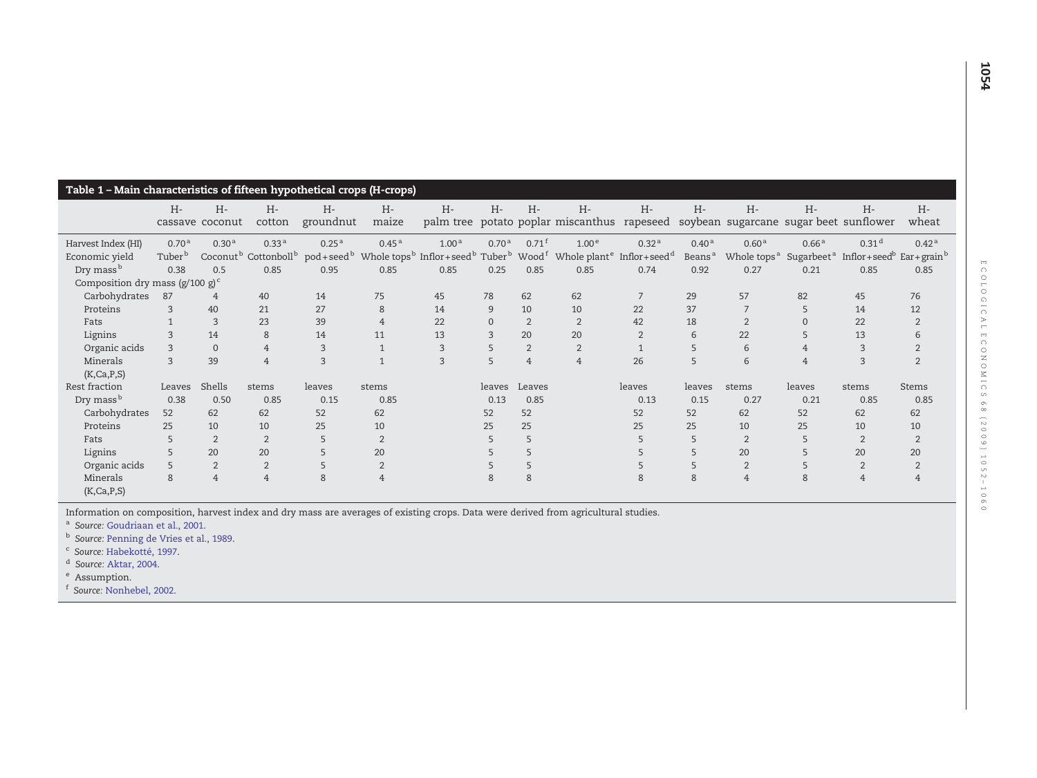**Table 1 – Main characteristics of fifteen hypothetical crops (H-crops)**

| | H-cassave | H-coconut | H-cotton | H-groundnut | H-maize | H-palm tree | H-potato | H-poplar | H-miscanthus | H-rapeseed | H-soybean | H-sugarcane | H-sugar beet | H-sunflower | H-wheat |
|---|---|---|---|---|---|---|---|---|---|---|---|---|---|---|---|
| Harvest Index (HI) | 0.70[a] | 0.30[a] | 0.33[a] | 0.25[a] | 0.45[a] | 1.00[a] | 0.70[a] | 0.71[f] | 1.00[e] | 0.32[a] | 0.40[a] | 0.60[a] | 0.66[a] | 0.31[d] | 0.42[a] |
| Economic yield | Tuber[b] | Coconut[b] | Cottonboll[b] | pod+seed[b] | Whole tops[b] | Inflor+seed[b] | Tuber[b] | Wood[f] | Whole plant[e] | Inflor+seed[d] | Beans[a] | Whole tops[a] | Sugarbeet[a] | Inflor+seed[b] | Ear+grain[b] |
| Dry mass[b] | 0.38 | 0.5 | 0.85 | 0.95 | 0.85 | 0.85 | 0.25 | 0.85 | 0.85 | 0.74 | 0.92 | 0.27 | 0.21 | 0.85 | 0.85 |
| Composition dry mass (g/100 g)[c] | | | | | | | | | | | | | | | |
| Carbohydrates | 87 | 4 | 40 | 14 | 75 | 45 | 78 | 62 | 62 | 7 | 29 | 57 | 82 | 45 | 76 |
| Proteins | 3 | 40 | 21 | 27 | 8 | 14 | 9 | 10 | 10 | 22 | 37 | 7 | 5 | 14 | 12 |
| Fats | 1 | 3 | 23 | 39 | 4 | 22 | 0 | 2 | 2 | 42 | 18 | 2 | 0 | 22 | 2 |
| Lignins | 3 | 14 | 8 | 14 | 11 | 13 | 3 | 20 | 20 | 2 | 6 | 22 | 5 | 13 | 6 |
| Organic acids | 3 | 0 | 4 | 3 | 1 | 3 | 5 | 2 | 2 | 1 | 5 | 6 | 4 | 3 | 2 |
| Minerals (K,Ca,P,S) | 3 | 39 | 4 | 3 | 1 | 3 | 5 | 4 | 4 | 26 | 5 | 6 | 4 | 3 | 2 |
| Rest fraction | Leaves | Shells | stems | leaves | stems | | leaves | Leaves | | leaves | leaves | stems | leaves | stems | Stems |
| Dry mass[b] | 0.38 | 0.50 | 0.85 | 0.15 | 0.85 | | 0.13 | 0.85 | | 0.13 | 0.15 | 0.27 | 0.21 | 0.85 | 0.85 |
| Carbohydrates | 52 | 62 | 62 | 52 | 62 | | 52 | 52 | | 52 | 52 | 62 | 52 | 62 | 62 |
| Proteins | 25 | 10 | 10 | 25 | 10 | | 25 | 25 | | 25 | 25 | 10 | 25 | 10 | 10 |
| Fats | 5 | 2 | 2 | 5 | 2 | | 5 | 5 | | 5 | 5 | 2 | 5 | 2 | 2 |
| Lignins | 5 | 20 | 20 | 5 | 20 | | 5 | 5 | | 5 | 5 | 20 | 5 | 20 | 20 |
| Organic acids | 5 | 2 | 2 | 5 | 2 | | 5 | 5 | | 5 | 5 | 2 | 5 | 2 | 2 |
| Minerals (K,Ca,P,S) | 8 | 4 | 4 | 8 | 4 | | 8 | 8 | | 8 | 8 | 4 | 8 | 4 | 4 |

Information on composition, harvest index and dry mass are averages of existing crops. Data were derived from agricultural studies.

[a] *Source:* Goudriaan et al., 2001.

[b] *Source:* Penning de Vries et al., 1989.

[c] *Source:* Habekotté, 1997.

[d] *Source:* Aktar, 2004.

[e] Assumption.

[f] *Source:* Nonhebel, 2002.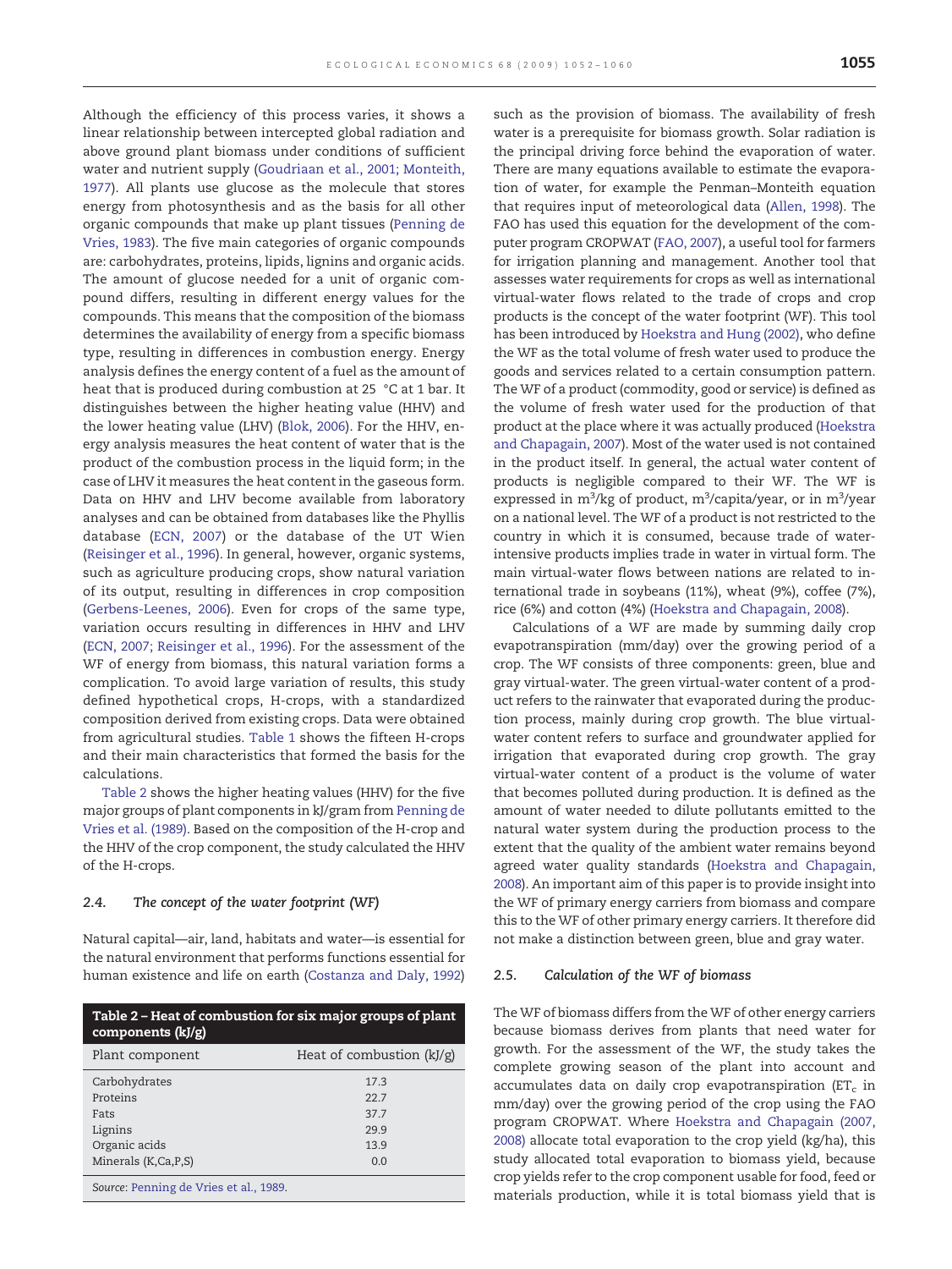Although the efficiency of this process varies, it shows a linear relationship between intercepted global radiation and above ground plant biomass under conditions of sufficient water and nutrient supply (Goudriaan et al., 2001; Monteith, 1977). All plants use glucose as the molecule that stores energy from photosynthesis and as the basis for all other organic compounds that make up plant tissues (Penning de Vries, 1983). The five main categories of organic compounds are: carbohydrates, proteins, lipids, lignins and organic acids. The amount of glucose needed for a unit of organic compound differs, resulting in different energy values for the compounds. This means that the composition of the biomass determines the availability of energy from a specific biomass type, resulting in differences in combustion energy. Energy analysis defines the energy content of a fuel as the amount of heat that is produced during combustion at 25 °C at 1 bar. It distinguishes between the higher heating value (HHV) and the lower heating value (LHV) (Blok, 2006). For the HHV, energy analysis measures the heat content of water that is the product of the combustion process in the liquid form; in the case of LHV it measures the heat content in the gaseous form. Data on HHV and LHV become available from laboratory analyses and can be obtained from databases like the Phyllis database (ECN, 2007) or the database of the UT Wien (Reisinger et al., 1996). In general, however, organic systems, such as agriculture producing crops, show natural variation of its output, resulting in differences in crop composition (Gerbens-Leenes, 2006). Even for crops of the same type, variation occurs resulting in differences in HHV and LHV (ECN, 2007; Reisinger et al., 1996). For the assessment of the WF of energy from biomass, this natural variation forms a complication. To avoid large variation of results, this study defined hypothetical crops, H-crops, with a standardized composition derived from existing crops. Data were obtained from agricultural studies. Table 1 shows the fifteen H-crops and their main characteristics that formed the basis for the calculations.

Table 2 shows the higher heating values (HHV) for the five major groups of plant components in kJ/gram from Penning de Vries et al. (1989). Based on the composition of the H-crop and the HHV of the crop component, the study calculated the HHV of the H-crops.

### 2.4. The concept of the water footprint (WF)

Natural capital—air, land, habitats and water—is essential for the natural environment that performs functions essential for human existence and life on earth (Costanza and Daly, 1992) such as the provision of biomass. The availability of fresh water is a prerequisite for biomass growth. Solar radiation is the principal driving force behind the evaporation of water. There are many equations available to estimate the evaporation of water, for example the Penman–Monteith equation that requires input of meteorological data (Allen, 1998). The FAO has used this equation for the development of the computer program CROPWAT (FAO, 2007), a useful tool for farmers for irrigation planning and management. Another tool that assesses water requirements for crops as well as international virtual-water flows related to the trade of crops and crop products is the concept of the water footprint (WF). This tool has been introduced by Hoekstra and Hung (2002), who define the WF as the total volume of fresh water used to produce the goods and services related to a certain consumption pattern. The WF of a product (commodity, good or service) is defined as the volume of fresh water used for the production of that product at the place where it was actually produced (Hoekstra and Chapagain, 2007). Most of the water used is not contained in the product itself. In general, the actual water content of products is negligible compared to their WF. The WF is expressed in $m^3$/kg of product, $m^3$/capita/year, or in $m^3$/year on a national level. The WF of a product is not restricted to the country in which it is consumed, because trade of water-intensive products implies trade in water in virtual form. The main virtual-water flows between nations are related to international trade in soybeans (11%), wheat (9%), coffee (7%), rice (6%) and cotton (4%) (Hoekstra and Chapagain, 2008).

Calculations of a WF are made by summing daily crop evapotranspiration (mm/day) over the growing period of a crop. The WF consists of three components: green, blue and gray virtual-water. The green virtual-water content of a product refers to the rainwater that evaporated during the production process, mainly during crop growth. The blue virtual-water content refers to surface and groundwater applied for irrigation that evaporated during crop growth. The gray virtual-water content of a product is the volume of water that becomes polluted during production. It is defined as the amount of water needed to dilute pollutants emitted to the natural water system during the production process to the extent that the quality of the ambient water remains beyond agreed water quality standards (Hoekstra and Chapagain, 2008). An important aim of this paper is to provide insight into the WF of primary energy carriers from biomass and compare this to the WF of other primary energy carriers. It therefore did not make a distinction between green, blue and gray water.

**Table 2 – Heat of combustion for six major groups of plant components (kJ/g)**

| Plant component | Heat of combustion (kJ/g) |
|---|---|
| Carbohydrates | 17.3 |
| Proteins | 22.7 |
| Fats | 37.7 |
| Lignins | 29.9 |
| Organic acids | 13.9 |
| Minerals (K,Ca,P,S) | 0.0 |

*Source*: Penning de Vries et al., 1989.

### 2.5. Calculation of the WF of biomass

The WF of biomass differs from the WF of other energy carriers because biomass derives from plants that need water for growth. For the assessment of the WF, the study takes the complete growing season of the plant into account and accumulates data on daily crop evapotranspiration ($ET_c$ in mm/day) over the growing period of the crop using the FAO program CROPWAT. Where Hoekstra and Chapagain (2007, 2008) allocate total evaporation to the crop yield (kg/ha), this study allocated total evaporation to biomass yield, because crop yields refer to the crop component usable for food, feed or materials production, while it is total biomass yield that is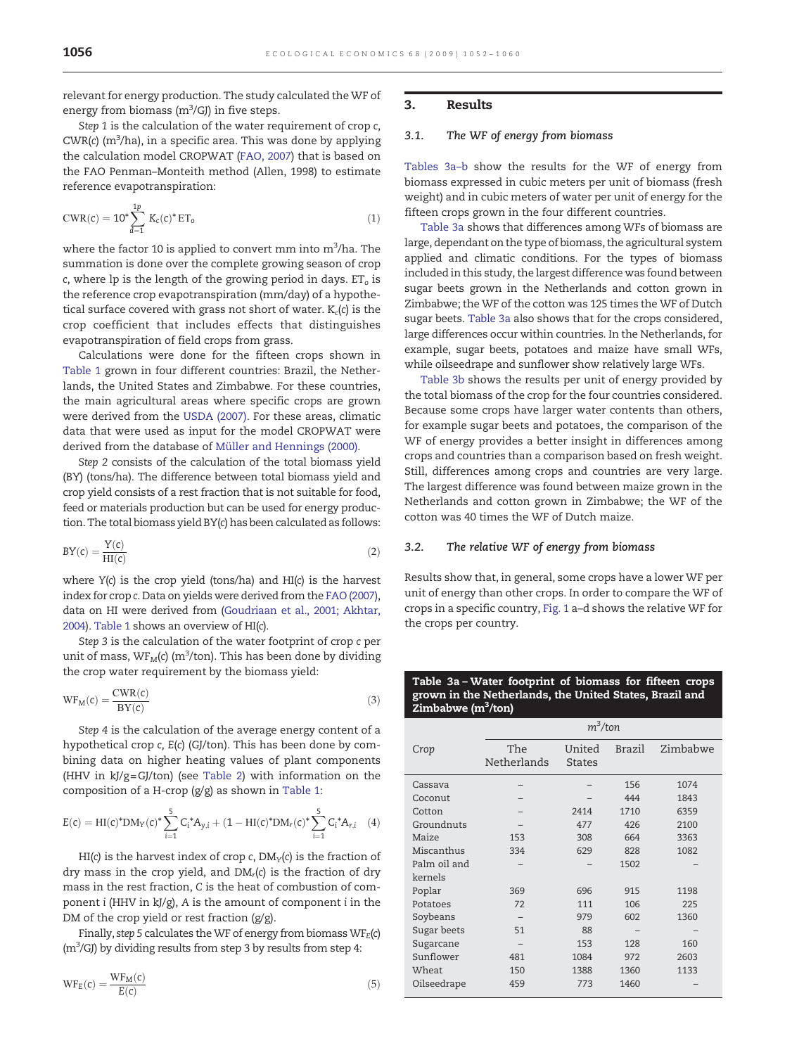relevant for energy production. The study calculated the WF of energy from biomass ($m^3$/GJ) in five steps.

*Step 1* is the calculation of the water requirement of crop *c*, CWR(*c*) ($m^3$/ha), in a specific area. This was done by applying the calculation model CROPWAT (FAO, 2007) that is based on the FAO Penman–Monteith method (Allen, 1998) to estimate reference evapotranspiration:

$$\mathrm{CWR}(c) = 10^{*}\sum_{d=1}^{1p} K_c(c)^{*}\,\mathrm{ET}_o \tag{1}$$

where the factor 10 is applied to convert mm into $m^3$/ha. The summation is done over the complete growing season of crop *c*, where lp is the length of the growing period in days. $ET_o$ is the reference crop evapotranspiration (mm/day) of a hypothetical surface covered with grass not short of water. $K_c(c)$ is the crop coefficient that includes effects that distinguishes evapotranspiration of field crops from grass.

Calculations were done for the fifteen crops shown in Table 1 grown in four different countries: Brazil, the Netherlands, the United States and Zimbabwe. For these countries, the main agricultural areas where specific crops are grown were derived from the USDA (2007). For these areas, climatic data that were used as input for the model CROPWAT were derived from the database of Müller and Hennings (2000).

*Step 2* consists of the calculation of the total biomass yield (BY) (tons/ha). The difference between total biomass yield and crop yield consists of a rest fraction that is not suitable for food, feed or materials production but can be used for energy production. The total biomass yield BY(*c*) has been calculated as follows:

$$BY(c) = \frac{Y(c)}{\mathrm{HI}(c)} \tag{2}$$

where *Y*(*c*) is the crop yield (tons/ha) and HI(*c*) is the harvest index for crop *c*. Data on yields were derived from the FAO (2007), data on HI were derived from (Goudriaan et al., 2001; Akhtar, 2004). Table 1 shows an overview of HI(*c*).

*Step 3* is the calculation of the water footprint of crop *c* per unit of mass, $WF_M(c)$ ($m^3$/ton). This has been done by dividing the crop water requirement by the biomass yield:

$$\mathrm{WF}_M(c) = \frac{\mathrm{CWR}(c)}{\mathrm{BY}(c)} \tag{3}$$

*Step 4* is the calculation of the average energy content of a hypothetical crop *c*, *E*(*c*) (GJ/ton). This has been done by combining data on higher heating values of plant components (HHV in kJ/g=GJ/ton) (see Table 2) with information on the composition of a H-crop (g/g) as shown in Table 1:

$$E(c) = \mathrm{HI}(c)^{*}\mathrm{DM}_Y(c)^{*}\sum_{i=1}^{5} C_i^{*}A_{y,i} + (1-\mathrm{HI}(c)^{*}\mathrm{DM}_r(c)^{*}\sum_{i=1}^{5} C_i^{*}A_{r,i} \tag{4}$$

HI(*c*) is the harvest index of crop *c*, $DM_Y(c)$ is the fraction of dry mass in the crop yield, and $DM_r(c)$ is the fraction of dry mass in the rest fraction, *C* is the heat of combustion of component *i* (HHV in kJ/g), *A* is the amount of component *i* in the DM of the crop yield or rest fraction (g/g).

Finally, *step 5* calculates the WF of energy from biomass $WF_E(c)$ ($m^3$/GJ) by dividing results from step 3 by results from step 4:

$$\mathrm{WF}_E(c) = \frac{\mathrm{WF}_M(c)}{E(c)} \tag{5}$$

## 3. Results

### 3.1. The WF of energy from biomass

Tables 3a–b show the results for the WF of energy from biomass expressed in cubic meters per unit of biomass (fresh weight) and in cubic meters of water per unit of energy for the fifteen crops grown in the four different countries.

Table 3a shows that differences among WFs of biomass are large, dependant on the type of biomass, the agricultural system applied and climatic conditions. For the types of biomass included in this study, the largest difference was found between sugar beets grown in the Netherlands and cotton grown in Zimbabwe; the WF of the cotton was 125 times the WF of Dutch sugar beets. Table 3a also shows that for the crops considered, large differences occur within countries. In the Netherlands, for example, sugar beets, potatoes and maize have small WFs, while oilseedrape and sunflower show relatively large WFs.

Table 3b shows the results per unit of energy provided by the total biomass of the crop for the four countries considered. Because some crops have larger water contents than others, for example sugar beets and potatoes, the comparison of the WF of energy provides a better insight in differences among crops and countries than a comparison based on fresh weight. Still, differences among crops and countries are very large. The largest difference was found between maize grown in the Netherlands and cotton grown in Zimbabwe; the WF of the cotton was 40 times the WF of Dutch maize.

### 3.2. The relative WF of energy from biomass

Results show that, in general, some crops have a lower WF per unit of energy than other crops. In order to compare the WF of crops in a specific country, Fig. 1 a–d shows the relative WF for the crops per country.

**Table 3a – Water footprint of biomass for fifteen crops grown in the Netherlands, the United States, Brazil and Zimbabwe ($m^3$/ton)**

| Crop | $m^3$/ton | | | |
|---|---|---|---|---|
| | The Netherlands | United States | Brazil | Zimbabwe |
| Cassava | – | – | 156 | 1074 |
| Coconut | – | – | 444 | 1843 |
| Cotton | – | 2414 | 1710 | 6359 |
| Groundnuts | – | 477 | 426 | 2100 |
| Maize | 153 | 308 | 664 | 3363 |
| Miscanthus | 334 | 629 | 828 | 1082 |
| Palm oil and kernels | – | – | 1502 | – |
| Poplar | 369 | 696 | 915 | 1198 |
| Potatoes | 72 | 111 | 106 | 225 |
| Soybeans | – | 979 | 602 | 1360 |
| Sugar beets | 51 | 88 | – | – |
| Sugarcane | – | 153 | 128 | 160 |
| Sunflower | 481 | 1084 | 972 | 2603 |
| Wheat | 150 | 1388 | 1360 | 1133 |
| Oilseedrape | 459 | 773 | 1460 | – |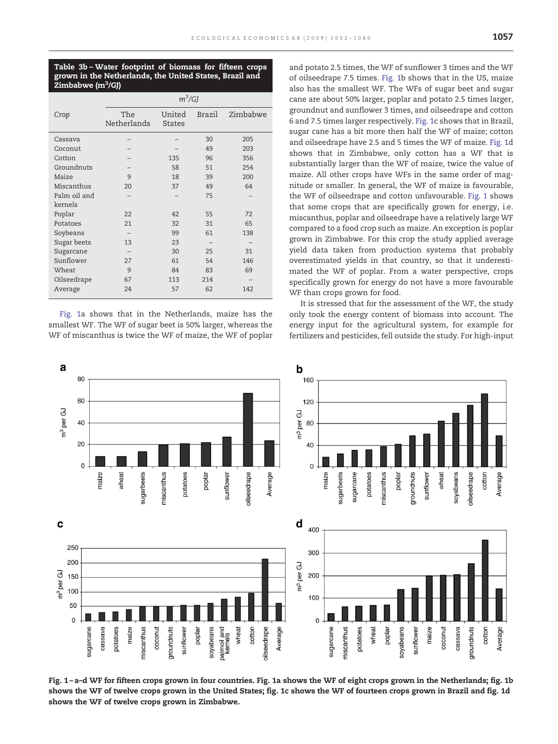**Table 3b – Water footprint of biomass for fifteen crops grown in the Netherlands, the United States, Brazil and Zimbabwe ($m^3$/GJ)**

| Crop | $m^3$/GJ | | | |
|---|---|---|---|---|
| | The Netherlands | United States | Brazil | Zimbabwe |
| Cassava | – | – | 30 | 205 |
| Coconut | – | – | 49 | 203 |
| Cotton | – | 135 | 96 | 356 |
| Groundnuts | – | 58 | 51 | 254 |
| Maize | 9 | 18 | 39 | 200 |
| Miscanthus | 20 | 37 | 49 | 64 |
| Palm oil and kernels | – | – | 75 | – |
| Poplar | 22 | 42 | 55 | 72 |
| Potatoes | 21 | 32 | 31 | 65 |
| Soybeans | – | 99 | 61 | 138 |
| Sugar beets | 13 | 23 | – | – |
| Sugarcane | – | 30 | 25 | 31 |
| Sunflower | 27 | 61 | 54 | 146 |
| Wheat | 9 | 84 | 83 | 69 |
| Oilseedrape | 67 | 113 | 214 | – |
| Average | 24 | 57 | 62 | 142 |

Fig. 1a shows that in the Netherlands, maize has the smallest WF. The WF of sugar beet is 50% larger, whereas the WF of miscanthus is twice the WF of maize, the WF of poplar and potato 2.5 times, the WF of sunflower 3 times and the WF of oilseedrape 7.5 times. Fig. 1b shows that in the US, maize also has the smallest WF. The WFs of sugar beet and sugar cane are about 50% larger, poplar and potato 2.5 times larger, groundnut and sunflower 3 times, and oilseedrape and cotton 6 and 7.5 times larger respectively. Fig. 1c shows that in Brazil, sugar cane has a bit more then half the WF of maize; cotton and oilseedrape have 2.5 and 5 times the WF of maize. Fig. 1d shows that in Zimbabwe, only cotton has a WF that is substantially larger than the WF of maize, twice the value of maize. All other crops have WFs in the same order of magnitude or smaller. In general, the WF of maize is favourable, the WF of oilseedrape and cotton unfavourable. Fig. 1 shows that some crops that are specifically grown for energy, i.e. miscanthus, poplar and oilseedrape have a relatively large WF compared to a food crop such as maize. An exception is poplar grown in Zimbabwe. For this crop the study applied average yield data taken from production systems that probably overestimated yields in that country, so that it underestimated the WF of poplar. From a water perspective, crops specifically grown for energy do not have a more favourable WF than crops grown for food.

It is stressed that for the assessment of the WF, the study only took the energy content of biomass into account. The energy input for the agricultural system, for example for fertilizers and pesticides, fell outside the study. For high-input

**Fig. 1 – a–d WF for fifteen crops grown in four countries. Fig. 1a shows the WF of eight crops grown in the Netherlands; fig. 1b shows the WF of twelve crops grown in the United States; fig. 1c shows the WF of fourteen crops grown in Brazil and fig. 1d shows the WF of twelve crops grown in Zimbabwe.**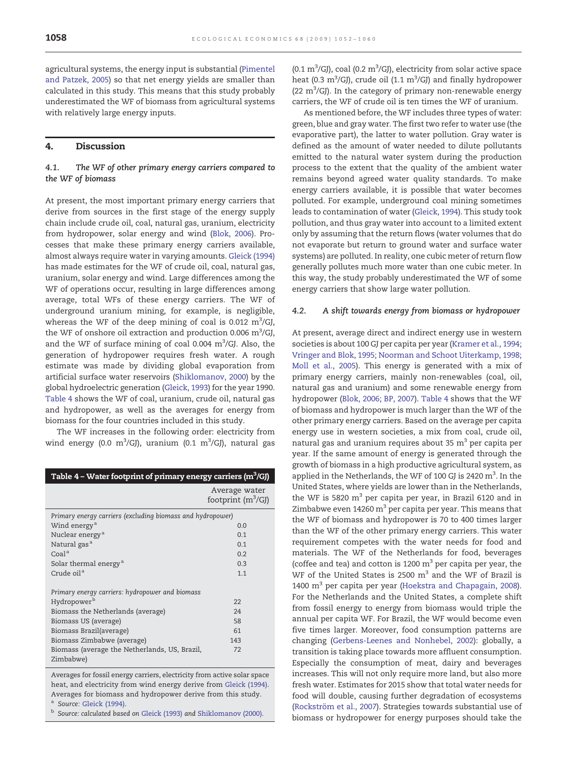agricultural systems, the energy input is substantial (Pimentel and Patzek, 2005) so that net energy yields are smaller than calculated in this study. This means that this study probably underestimated the WF of biomass from agricultural systems with relatively large energy inputs.

## 4. Discussion

### 4.1. The WF of other primary energy carriers compared to the WF of biomass

At present, the most important primary energy carriers that derive from sources in the first stage of the energy supply chain include crude oil, coal, natural gas, uranium, electricity from hydropower, solar energy and wind (Blok, 2006). Processes that make these primary energy carriers available, almost always require water in varying amounts. Gleick (1994) has made estimates for the WF of crude oil, coal, natural gas, uranium, solar energy and wind. Large differences among the WF of operations occur, resulting in large differences among average, total WFs of these energy carriers. The WF of underground uranium mining, for example, is negligible, whereas the WF of the deep mining of coal is 0.012 $m^3$/GJ, the WF of onshore oil extraction and production 0.006 $m^3$/GJ, and the WF of surface mining of coal 0.004 $m^3$/GJ. Also, the generation of hydropower requires fresh water. A rough estimate was made by dividing global evaporation from artificial surface water reservoirs (Shiklomanov, 2000) by the global hydroelectric generation (Gleick, 1993) for the year 1990. Table 4 shows the WF of coal, uranium, crude oil, natural gas and hydropower, as well as the averages for energy from biomass for the four countries included in this study.

The WF increases in the following order: electricity from wind energy (0.0 $m^3$/GJ), uranium (0.1 $m^3$/GJ), natural gas (0.1 $m^3$/GJ), coal (0.2 $m^3$/GJ), electricity from solar active space heat (0.3 $m^3$/GJ), crude oil (1.1 $m^3$/GJ) and finally hydropower (22 $m^3$/GJ). In the category of primary non-renewable energy carriers, the WF of crude oil is ten times the WF of uranium.

**Table 4 – Water footprint of primary energy carriers ($m^3$/GJ)**

| | Average water footprint ($m^3$/GJ) |
|---|---|
| *Primary energy carriers (excluding biomass and hydropower)* | |
| Wind energy[a] | 0.0 |
| Nuclear energy[a] | 0.1 |
| Natural gas[a] | 0.1 |
| Coal[a] | 0.2 |
| Solar thermal energy[a] | 0.3 |
| Crude oil[a] | 1.1 |
| *Primary energy carriers: hydropower and biomass* | |
| Hydropower[b] | 22 |
| Biomass the Netherlands (average) | 24 |
| Biomass US (average) | 58 |
| Biomass Brazil(average) | 61 |
| Biomass Zimbabwe (average) | 143 |
| Biomass (average the Netherlands, US, Brazil, Zimbabwe) | 72 |

Averages for fossil energy carriers, electricity from active solar space heat, and electricity from wind energy derive from Gleick (1994). Averages for biomass and hydropower derive from this study.

[a] *Source:* Gleick (1994).

[b] *Source: calculated based on* Gleick (1993) *and* Shiklomanov (2000).

As mentioned before, the WF includes three types of water: green, blue and gray water. The first two refer to water use (the evaporative part), the latter to water pollution. Gray water is defined as the amount of water needed to dilute pollutants emitted to the natural water system during the production process to the extent that the quality of the ambient water remains beyond agreed water quality standards. To make energy carriers available, it is possible that water becomes polluted. For example, underground coal mining sometimes leads to contamination of water (Gleick, 1994). This study took pollution, and thus gray water into account to a limited extent only by assuming that the return flows (water volumes that do not evaporate but return to ground water and surface water systems) are polluted. In reality, one cubic meter of return flow generally pollutes much more water than one cubic meter. In this way, the study probably underestimated the WF of some energy carriers that show large water pollution.

### 4.2. A shift towards energy from biomass or hydropower

At present, average direct and indirect energy use in western societies is about 100 GJ per capita per year (Kramer et al., 1994; Vringer and Blok, 1995; Noorman and Schoot Uiterkamp, 1998; Moll et al., 2005). This energy is generated with a mix of primary energy carriers, mainly non-renewables (coal, oil, natural gas and uranium) and some renewable energy from hydropower (Blok, 2006; BP, 2007). Table 4 shows that the WF of biomass and hydropower is much larger than the WF of the other primary energy carriers. Based on the average per capita energy use in western societies, a mix from coal, crude oil, natural gas and uranium requires about 35 $m^3$ per capita per year. If the same amount of energy is generated through the growth of biomass in a high productive agricultural system, as applied in the Netherlands, the WF of 100 GJ is 2420 $m^3$. In the United States, where yields are lower than in the Netherlands, the WF is 5820 $m^3$ per capita per year, in Brazil 6120 and in Zimbabwe even 14260 $m^3$ per capita per year. This means that the WF of biomass and hydropower is 70 to 400 times larger than the WF of the other primary energy carriers. This water requirement competes with the water needs for food and materials. The WF of the Netherlands for food, beverages (coffee and tea) and cotton is 1200 $m^3$ per capita per year, the WF of the United States is 2500 $m^3$ and the WF of Brazil is 1400 $m^3$ per capita per year (Hoekstra and Chapagain, 2008). For the Netherlands and the United States, a complete shift from fossil energy to energy from biomass would triple the annual per capita WF. For Brazil, the WF would become even five times larger. Moreover, food consumption patterns are changing (Gerbens-Leenes and Nonhebel, 2002): globally, a transition is taking place towards more affluent consumption. Especially the consumption of meat, dairy and beverages increases. This will not only require more land, but also more fresh water. Estimates for 2015 show that total water needs for food will double, causing further degradation of ecosystems (Rockström et al., 2007). Strategies towards substantial use of biomass or hydropower for energy purposes should take the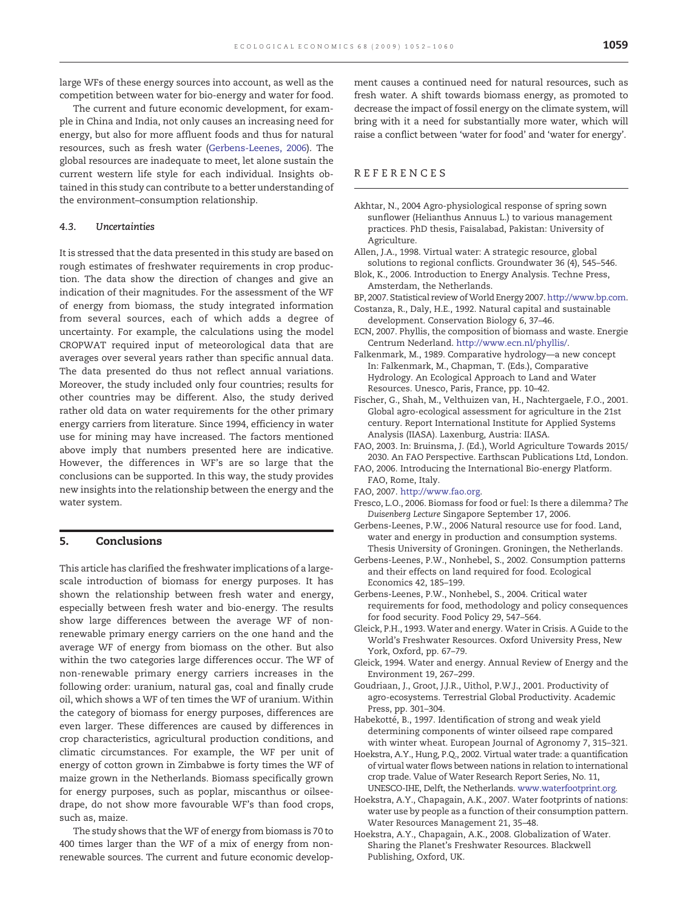large WFs of these energy sources into account, as well as the competition between water for bio-energy and water for food.

The current and future economic development, for example in China and India, not only causes an increasing need for energy, but also for more affluent foods and thus for natural resources, such as fresh water (Gerbens-Leenes, 2006). The global resources are inadequate to meet, let alone sustain the current western life style for each individual. Insights obtained in this study can contribute to a better understanding of the environment–consumption relationship.

### 4.3. *Uncertainties*

It is stressed that the data presented in this study are based on rough estimates of freshwater requirements in crop production. The data show the direction of changes and give an indication of their magnitudes. For the assessment of the WF of energy from biomass, the study integrated information from several sources, each of which adds a degree of uncertainty. For example, the calculations using the model CROPWAT required input of meteorological data that are averages over several years rather than specific annual data. The data presented do thus not reflect annual variations. Moreover, the study included only four countries; results for other countries may be different. Also, the study derived rather old data on water requirements for the other primary energy carriers from literature. Since 1994, efficiency in water use for mining may have increased. The factors mentioned above imply that numbers presented here are indicative. However, the differences in WF's are so large that the conclusions can be supported. In this way, the study provides new insights into the relationship between the energy and the water system.

## 5. Conclusions

This article has clarified the freshwater implications of a large-scale introduction of biomass for energy purposes. It has shown the relationship between fresh water and energy, especially between fresh water and bio-energy. The results show large differences between the average WF of non-renewable primary energy carriers on the one hand and the average WF of energy from biomass on the other. But also within the two categories large differences occur. The WF of non-renewable primary energy carriers increases in the following order: uranium, natural gas, coal and finally crude oil, which shows a WF of ten times the WF of uranium. Within the category of biomass for energy purposes, differences are even larger. These differences are caused by differences in crop characteristics, agricultural production conditions, and climatic circumstances. For example, the WF per unit of energy of cotton grown in Zimbabwe is forty times the WF of maize grown in the Netherlands. Biomass specifically grown for energy purposes, such as poplar, miscanthus or oilseedrape, do not show more favourable WF's than food crops, such as, maize.

The study shows that the WF of energy from biomass is 70 to 400 times larger than the WF of a mix of energy from non-renewable sources. The current and future economic development causes a continued need for natural resources, such as fresh water. A shift towards biomass energy, as promoted to decrease the impact of fossil energy on the climate system, will bring with it a need for substantially more water, which will raise a conflict between 'water for food' and 'water for energy'.

## REFERENCES

Akhtar, N., 2004 Agro-physiological response of spring sown sunflower (Helianthus Annuus L.) to various management practices. PhD thesis, Faisalabad, Pakistan: University of Agriculture.

Allen, J.A., 1998. Virtual water: A strategic resource, global solutions to regional conflicts. Groundwater 36 (4), 545–546.

Blok, K., 2006. Introduction to Energy Analysis. Techne Press, Amsterdam, the Netherlands.

BP, 2007. Statistical review of World Energy 2007. http://www.bp.com.

Costanza, R., Daly, H.E., 1992. Natural capital and sustainable development. Conservation Biology 6, 37–46.

ECN, 2007. Phyllis, the composition of biomass and waste. Energie Centrum Nederland. http://www.ecn.nl/phyllis/.

Falkenmark, M., 1989. Comparative hydrology—a new concept In: Falkenmark, M., Chapman, T. (Eds.), Comparative Hydrology. An Ecological Approach to Land and Water Resources. Unesco, Paris, France, pp. 10–42.

Fischer, G., Shah, M., Velthuizen van, H., Nachtergaele, F.O., 2001. Global agro-ecological assessment for agriculture in the 21st century. Report International Institute for Applied Systems Analysis (IIASA). Laxenburg, Austria: IIASA.

FAO, 2003. In: Bruinsma, J. (Ed.), World Agriculture Towards 2015/2030. An FAO Perspective. Earthscan Publications Ltd, London.

FAO, 2006. Introducing the International Bio-energy Platform. FAO, Rome, Italy.

FAO, 2007. http://www.fao.org.

Fresco, L.O., 2006. Biomass for food or fuel: Is there a dilemma? *The Duisenberg Lecture* Singapore September 17, 2006.

Gerbens-Leenes, P.W., 2006 Natural resource use for food. Land, water and energy in production and consumption systems. Thesis University of Groningen. Groningen, the Netherlands.

Gerbens-Leenes, P.W., Nonhebel, S., 2002. Consumption patterns and their effects on land required for food. Ecological Economics 42, 185–199.

Gerbens-Leenes, P.W., Nonhebel, S., 2004. Critical water requirements for food, methodology and policy consequences for food security. Food Policy 29, 547–564.

Gleick, P.H., 1993. Water and energy. Water in Crisis. A Guide to the World's Freshwater Resources. Oxford University Press, New York, Oxford, pp. 67–79.

Gleick, 1994. Water and energy. Annual Review of Energy and the Environment 19, 267–299.

Goudriaan, J., Groot, J.J.R., Uithol, P.W.J., 2001. Productivity of agro-ecosystems. Terrestrial Global Productivity. Academic Press, pp. 301–304.

Habekotté, B., 1997. Identification of strong and weak yield determining components of winter oilseed rape compared with winter wheat. European Journal of Agronomy 7, 315–321.

Hoekstra, A.Y., Hung, P.Q., 2002. Virtual water trade: a quantification of virtual water flows between nations in relation to international crop trade. Value of Water Research Report Series, No. 11, UNESCO-IHE, Delft, the Netherlands. www.waterfootprint.org.

Hoekstra, A.Y., Chapagain, A.K., 2007. Water footprints of nations: water use by people as a function of their consumption pattern. Water Resources Management 21, 35–48.

Hoekstra, A.Y., Chapagain, A.K., 2008. Globalization of Water. Sharing the Planet's Freshwater Resources. Blackwell Publishing, Oxford, UK.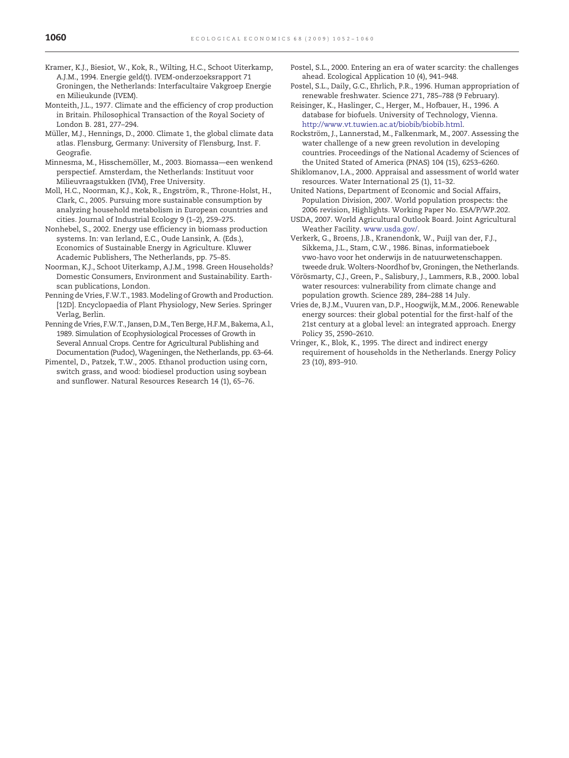Kramer, K.J., Biesiot, W., Kok, R., Wilting, H.C., Schoot Uiterkamp, A.J.M., 1994. Energie geld(t). IVEM-onderzoeksrapport 71 Groningen, the Netherlands: Interfacultaire Vakgroep Energie en Milieukunde (IVEM).

Monteith, J.L., 1977. Climate and the efficiency of crop production in Britain. Philosophical Transaction of the Royal Society of London B. 281, 277–294.

Müller, M.J., Hennings, D., 2000. Climate 1, the global climate data atlas. Flensburg, Germany: University of Flensburg, Inst. F. Geografie.

Minnesma, M., Hisschemöller, M., 2003. Biomassa—een wenkend perspectief. Amsterdam, the Netherlands: Instituut voor Milieuvraagstukken (IVM), Free University.

Moll, H.C., Noorman, K.J., Kok, R., Engström, R., Throne-Holst, H., Clark, C., 2005. Pursuing more sustainable consumption by analyzing household metabolism in European countries and cities. Journal of Industrial Ecology 9 (1–2), 259–275.

Nonhebel, S., 2002. Energy use efficiency in biomass production systems. In: van Ierland, E.C., Oude Lansink, A. (Eds.), Economics of Sustainable Energy in Agriculture. Kluwer Academic Publishers, The Netherlands, pp. 75–85.

Noorman, K.J., Schoot Uiterkamp, A.J.M., 1998. Green Households? Domestic Consumers, Environment and Sustainability. Earthscan publications, London.

Penning de Vries, F.W.T., 1983. Modeling of Growth and Production. [12D]. Encyclopaedia of Plant Physiology, New Series. Springer Verlag, Berlin.

Penning de Vries, F.W.T., Jansen, D.M., Ten Berge, H.F.M., Bakema, A.l., 1989. Simulation of Ecophysiological Processes of Growth in Several Annual Crops. Centre for Agricultural Publishing and Documentation (Pudoc), Wageningen, the Netherlands, pp. 63–64.

Pimentel, D., Patzek, T.W., 2005. Ethanol production using corn, switch grass, and wood: biodiesel production using soybean and sunflower. Natural Resources Research 14 (1), 65–76.

Postel, S.L., 2000. Entering an era of water scarcity: the challenges ahead. Ecological Application 10 (4), 941–948.

Postel, S.L., Daily, G.C., Ehrlich, P.R., 1996. Human appropriation of renewable freshwater. Science 271, 785–788 (9 February).

Reisinger, K., Haslinger, C., Herger, M., Hofbauer, H., 1996. A database for biofuels. University of Technology, Vienna. http://www.vt.tuwien.ac.at/biobib/biobib.html.

Rockström, J., Lannerstad, M., Falkenmark, M., 2007. Assessing the water challenge of a new green revolution in developing countries. Proceedings of the National Academy of Sciences of the United Stated of America (PNAS) 104 (15), 6253–6260.

Shiklomanov, I.A., 2000. Appraisal and assessment of world water resources. Water International 25 (1), 11–32.

United Nations, Department of Economic and Social Affairs, Population Division, 2007. World population prospects: the 2006 revision, Highlights. Working Paper No. ESA/P/WP.202.

USDA, 2007. World Agricultural Outlook Board. Joint Agricultural Weather Facility. www.usda.gov/.

Verkerk, G., Broens, J.B., Kranendonk, W., Puijl van der, F.J., Sikkema, J.L., Stam, C.W., 1986. Binas, informatieboek vwo-havo voor het onderwijs in de natuurwetenschappen. tweede druk. Wolters-Noordhof bv, Groningen, the Netherlands.

Vörösmarty, C.J., Green, P., Salisbury, J., Lammers, R.B., 2000. lobal water resources: vulnerability from climate change and population growth. Science 289, 284–288 14 July.

Vries de, B.J.M., Vuuren van, D.P., Hoogwijk, M.M., 2006. Renewable energy sources: their global potential for the first-half of the 21st century at a global level: an integrated approach. Energy Policy 35, 2590–2610.

Vringer, K., Blok, K., 1995. The direct and indirect energy requirement of households in the Netherlands. Energy Policy 23 (10), 893–910.